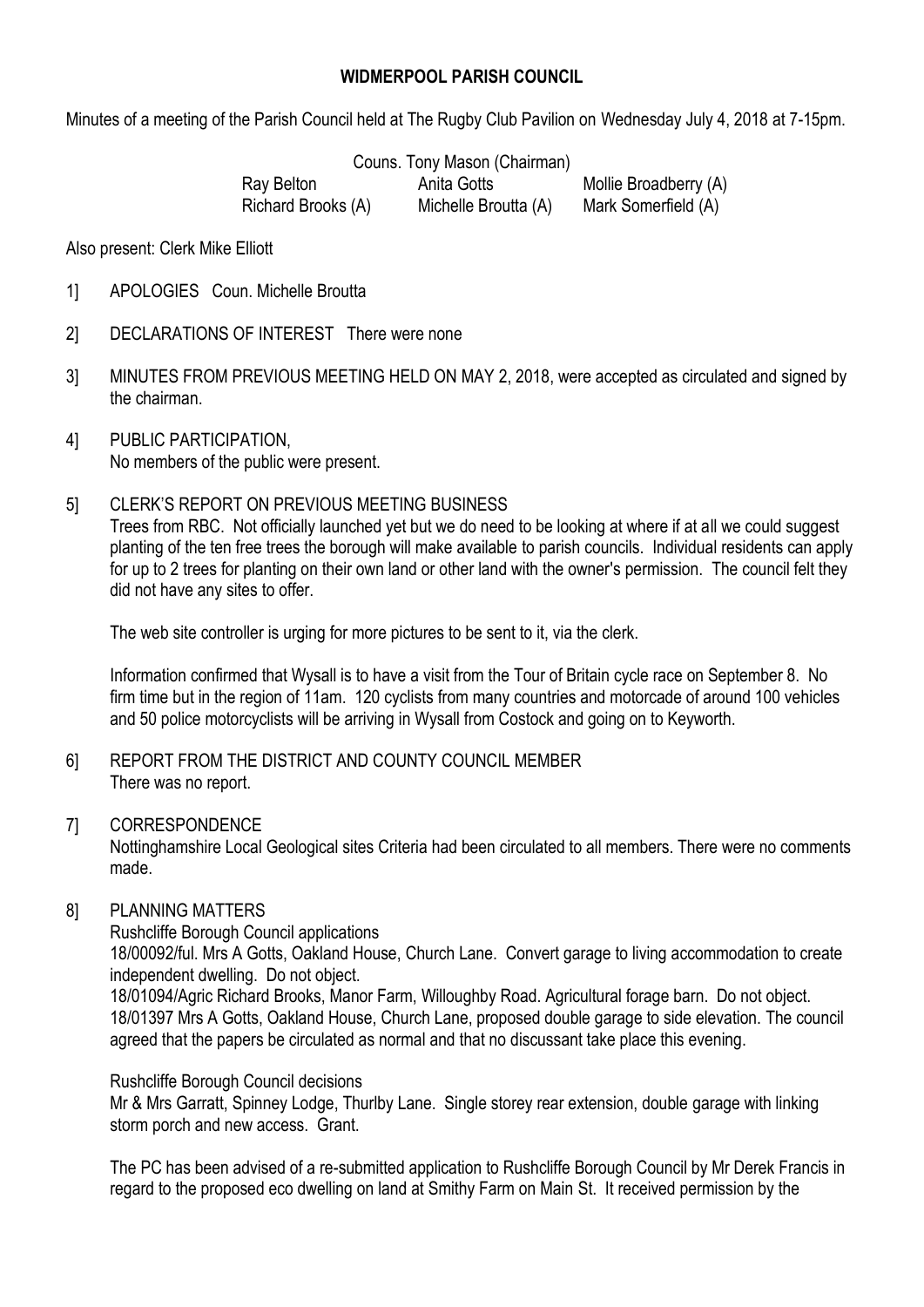**WIDMERPOOL PARISH COUNCIL**

Minutes of a meeting of the Parish Council held at The Rugby Club Pavilion on Wednesday July 4, 2018 at 7-15pm.

Couns. Tony Mason (Chairman)

| | | |
|---|---|---|
| Ray Belton | Anita Gotts | Mollie Broadberry (A) |
| Richard Brooks (A) | Michelle Broutta (A) | Mark Somerfield (A) |

Also present: Clerk Mike Elliott

1] APOLOGIES Coun. Michelle Broutta

2] DECLARATIONS OF INTEREST There were none

3] MINUTES FROM PREVIOUS MEETING HELD ON MAY 2, 2018, were accepted as circulated and signed by the chairman.

4] PUBLIC PARTICIPATION,
No members of the public were present.

5] CLERK'S REPORT ON PREVIOUS MEETING BUSINESS
Trees from RBC. Not officially launched yet but we do need to be looking at where if at all we could suggest planting of the ten free trees the borough will make available to parish councils. Individual residents can apply for up to 2 trees for planting on their own land or other land with the owner's permission. The council felt they did not have any sites to offer.

The web site controller is urging for more pictures to be sent to it, via the clerk.

Information confirmed that Wysall is to have a visit from the Tour of Britain cycle race on September 8. No firm time but in the region of 11am. 120 cyclists from many countries and motorcade of around 100 vehicles and 50 police motorcyclists will be arriving in Wysall from Costock and going on to Keyworth.

6] REPORT FROM THE DISTRICT AND COUNTY COUNCIL MEMBER
There was no report.

7] CORRESPONDENCE
Nottinghamshire Local Geological sites Criteria had been circulated to all members. There were no comments made.

8] PLANNING MATTERS
Rushcliffe Borough Council applications
18/00092/ful. Mrs A Gotts, Oakland House, Church Lane. Convert garage to living accommodation to create independent dwelling. Do not object.
18/01094/Agric Richard Brooks, Manor Farm, Willoughby Road. Agricultural forage barn. Do not object.
18/01397 Mrs A Gotts, Oakland House, Church Lane, proposed double garage to side elevation. The council agreed that the papers be circulated as normal and that no discussant take place this evening.

Rushcliffe Borough Council decisions
Mr & Mrs Garratt, Spinney Lodge, Thurlby Lane. Single storey rear extension, double garage with linking storm porch and new access. Grant.

The PC has been advised of a re-submitted application to Rushcliffe Borough Council by Mr Derek Francis in regard to the proposed eco dwelling on land at Smithy Farm on Main St. It received permission by the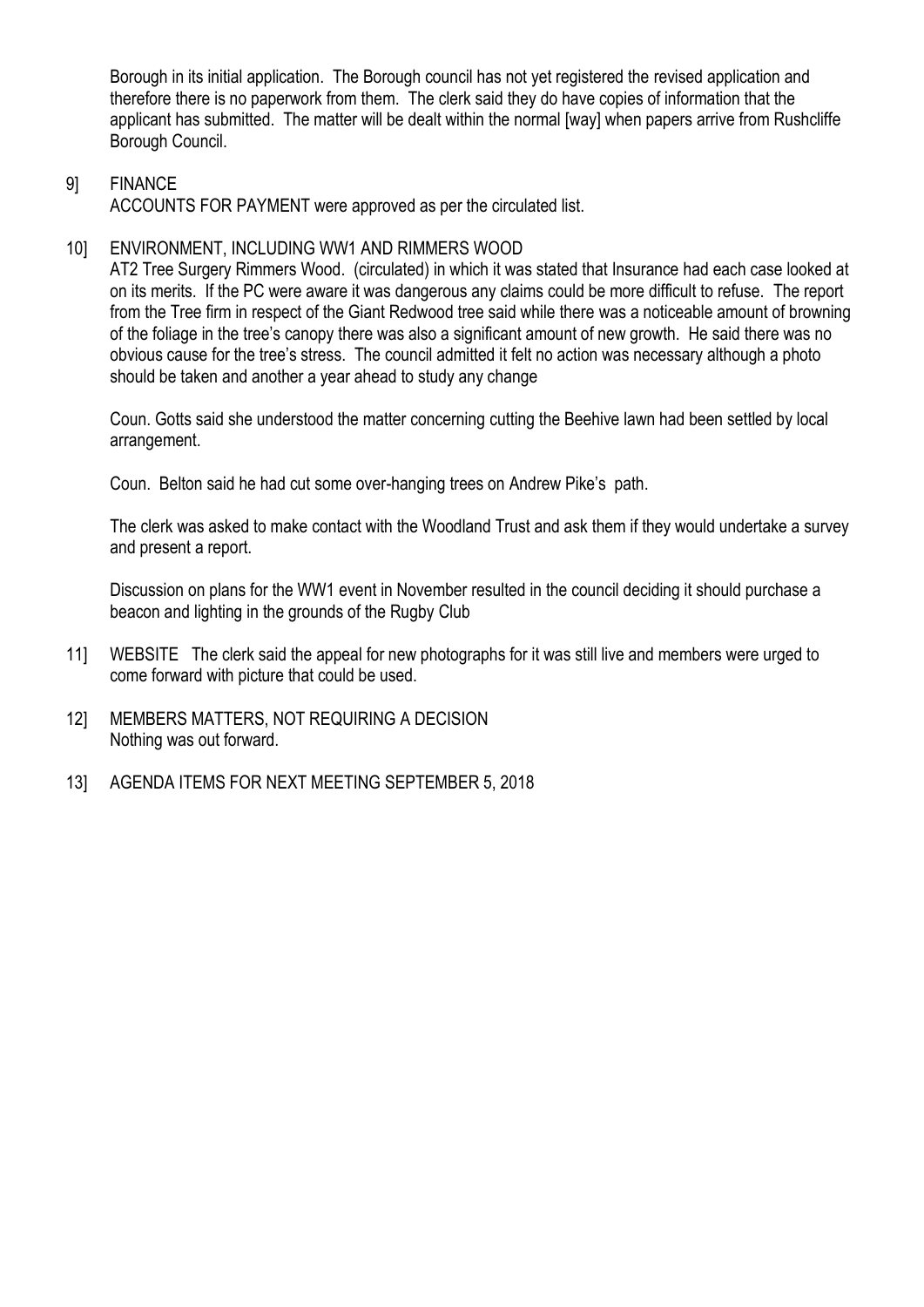Borough in its initial application. The Borough council has not yet registered the revised application and therefore there is no paperwork from them. The clerk said they do have copies of information that the applicant has submitted. The matter will be dealt within the normal [way] when papers arrive from Rushcliffe Borough Council.

9] FINANCE

ACCOUNTS FOR PAYMENT were approved as per the circulated list.

10] ENVIRONMENT, INCLUDING WW1 AND RIMMERS WOOD

AT2 Tree Surgery Rimmers Wood. (circulated) in which it was stated that Insurance had each case looked at on its merits. If the PC were aware it was dangerous any claims could be more difficult to refuse. The report from the Tree firm in respect of the Giant Redwood tree said while there was a noticeable amount of browning of the foliage in the tree's canopy there was also a significant amount of new growth. He said there was no obvious cause for the tree's stress. The council admitted it felt no action was necessary although a photo should be taken and another a year ahead to study any change

Coun. Gotts said she understood the matter concerning cutting the Beehive lawn had been settled by local arrangement.

Coun. Belton said he had cut some over-hanging trees on Andrew Pike's path.

The clerk was asked to make contact with the Woodland Trust and ask them if they would undertake a survey and present a report.

Discussion on plans for the WW1 event in November resulted in the council deciding it should purchase a beacon and lighting in the grounds of the Rugby Club

11] WEBSITE The clerk said the appeal for new photographs for it was still live and members were urged to come forward with picture that could be used.

12] MEMBERS MATTERS, NOT REQUIRING A DECISION

Nothing was out forward.

13] AGENDA ITEMS FOR NEXT MEETING SEPTEMBER 5, 2018